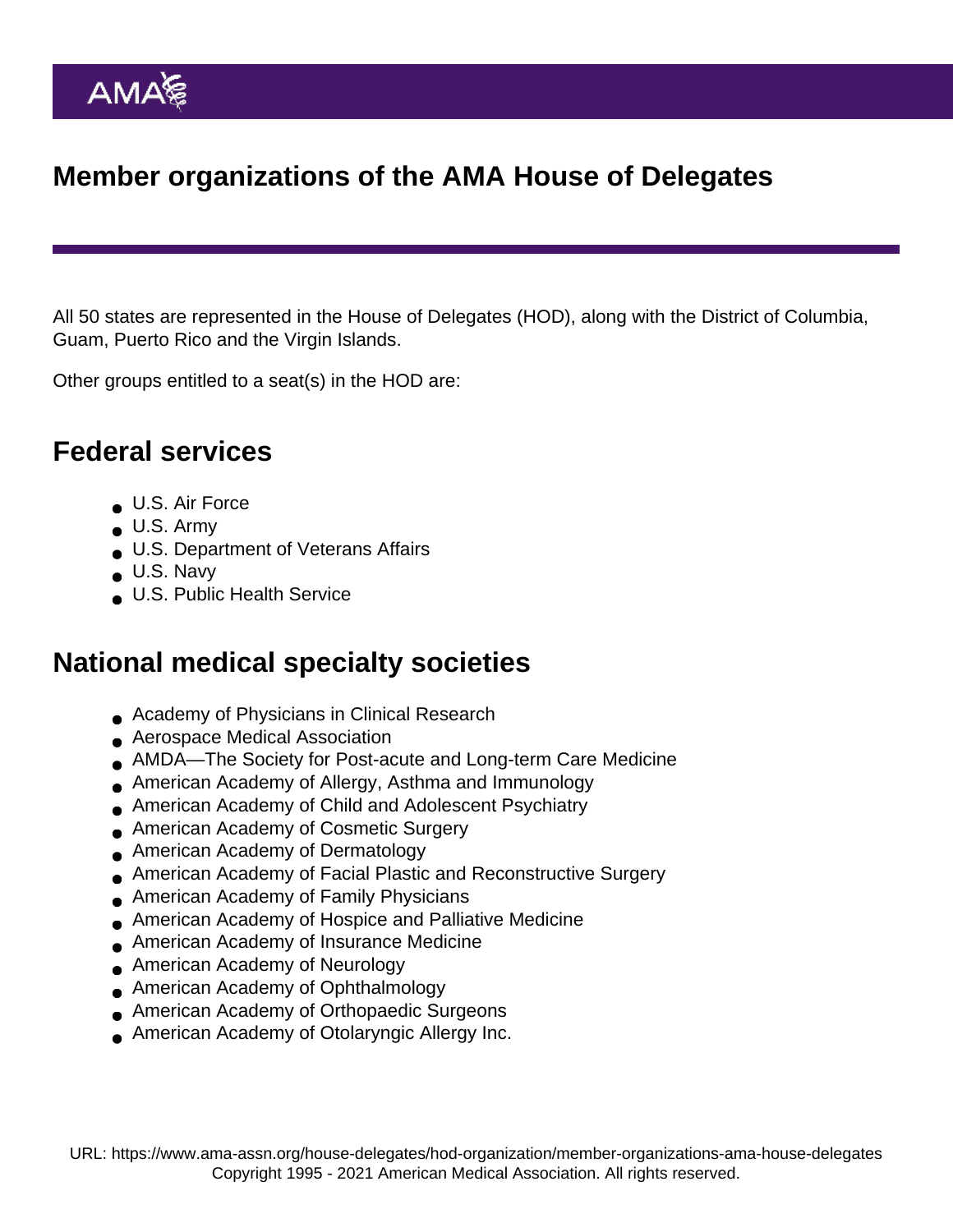# Member organizations of the AMA House of Delegates

All 50 states are represented in the House of Delegates (HOD), along with the District of Columbia, Guam, Puerto Rico and the Virgin Islands.

Other groups entitled to a seat(s) in the HOD are:

## Federal services

- U.S. Air Force
- U.S. Army
- U.S. Department of Veterans Affairs
- U.S. Navy
- U.S. Public Health Service

## National medical specialty societies

- Academy of Physicians in Clinical Research
- Aerospace Medical Association
- AMDA—The Society for Post-acute and Long-term Care Medicine
- American Academy of Allergy, Asthma and Immunology
- American Academy of Child and Adolescent Psychiatry
- American Academy of Cosmetic Surgery
- American Academy of Dermatology
- American Academy of Facial Plastic and Reconstructive Surgery
- American Academy of Family Physicians
- American Academy of Hospice and Palliative Medicine
- American Academy of Insurance Medicine
- American Academy of Neurology
- American Academy of Ophthalmology
- American Academy of Orthopaedic Surgeons
- American Academy of Otolaryngic Allergy Inc.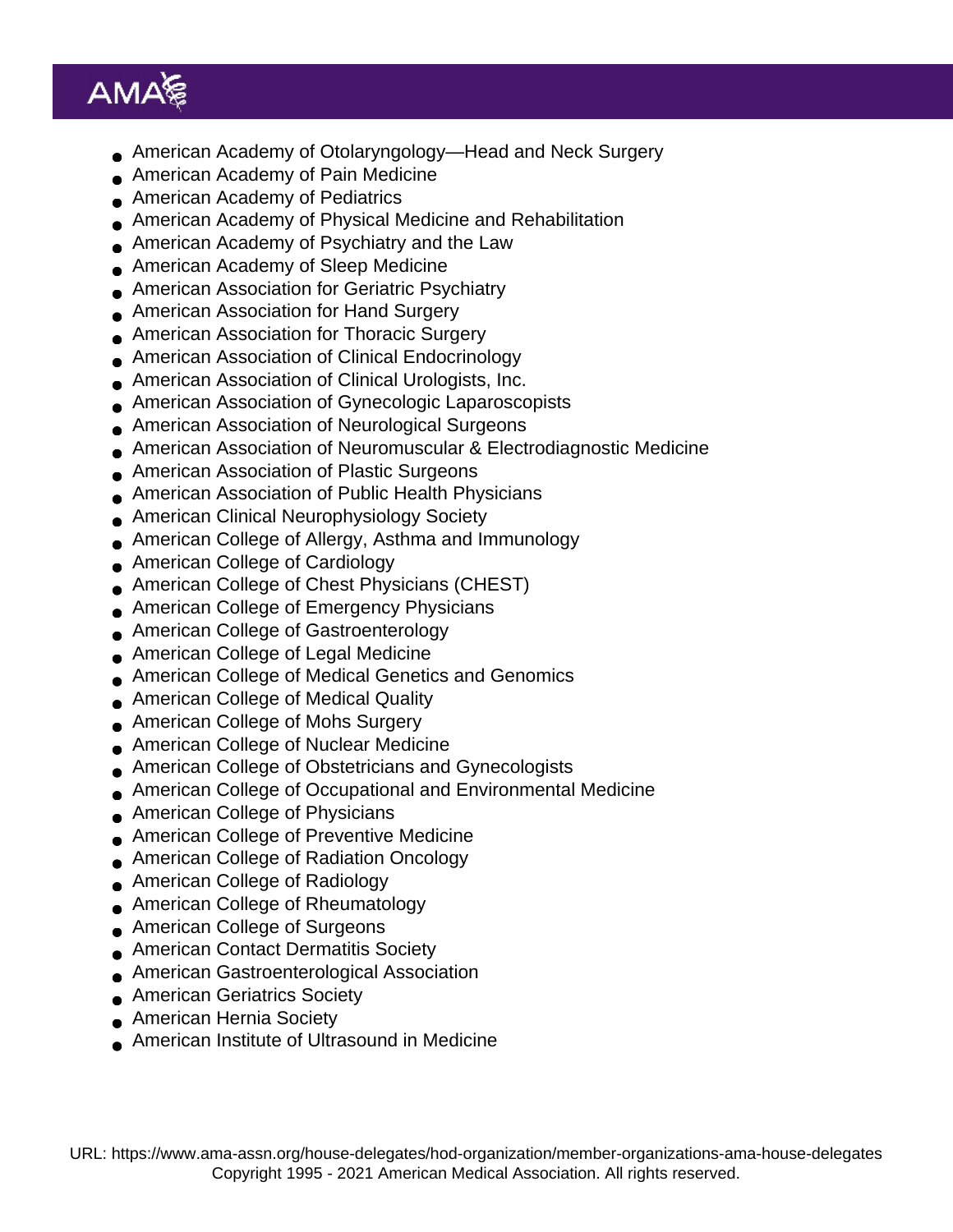- American Academy of Otolaryngology—Head and Neck Surgery
- American Academy of Pain Medicine
- American Academy of Pediatrics
- American Academy of Physical Medicine and Rehabilitation
- American Academy of Psychiatry and the Law
- American Academy of Sleep Medicine
- American Association for Geriatric Psychiatry
- American Association for Hand Surgery
- American Association for Thoracic Surgery
- American Association of Clinical Endocrinology
- American Association of Clinical Urologists, Inc.
- American Association of Gynecologic Laparoscopists
- American Association of Neurological Surgeons
- American Association of Neuromuscular & Electrodiagnostic Medicine
- American Association of Plastic Surgeons
- American Association of Public Health Physicians
- American Clinical Neurophysiology Society
- American College of Allergy, Asthma and Immunology
- American College of Cardiology
- American College of Chest Physicians (CHEST)
- American College of Emergency Physicians
- American College of Gastroenterology
- American College of Legal Medicine
- American College of Medical Genetics and Genomics
- American College of Medical Quality
- American College of Mohs Surgery
- American College of Nuclear Medicine
- American College of Obstetricians and Gynecologists
- American College of Occupational and Environmental Medicine
- American College of Physicians
- American College of Preventive Medicine
- American College of Radiation Oncology
- American College of Radiology
- American College of Rheumatology
- American College of Surgeons
- American Contact Dermatitis Society
- American Gastroenterological Association
- American Geriatrics Society
- American Hernia Society
- American Institute of Ultrasound in Medicine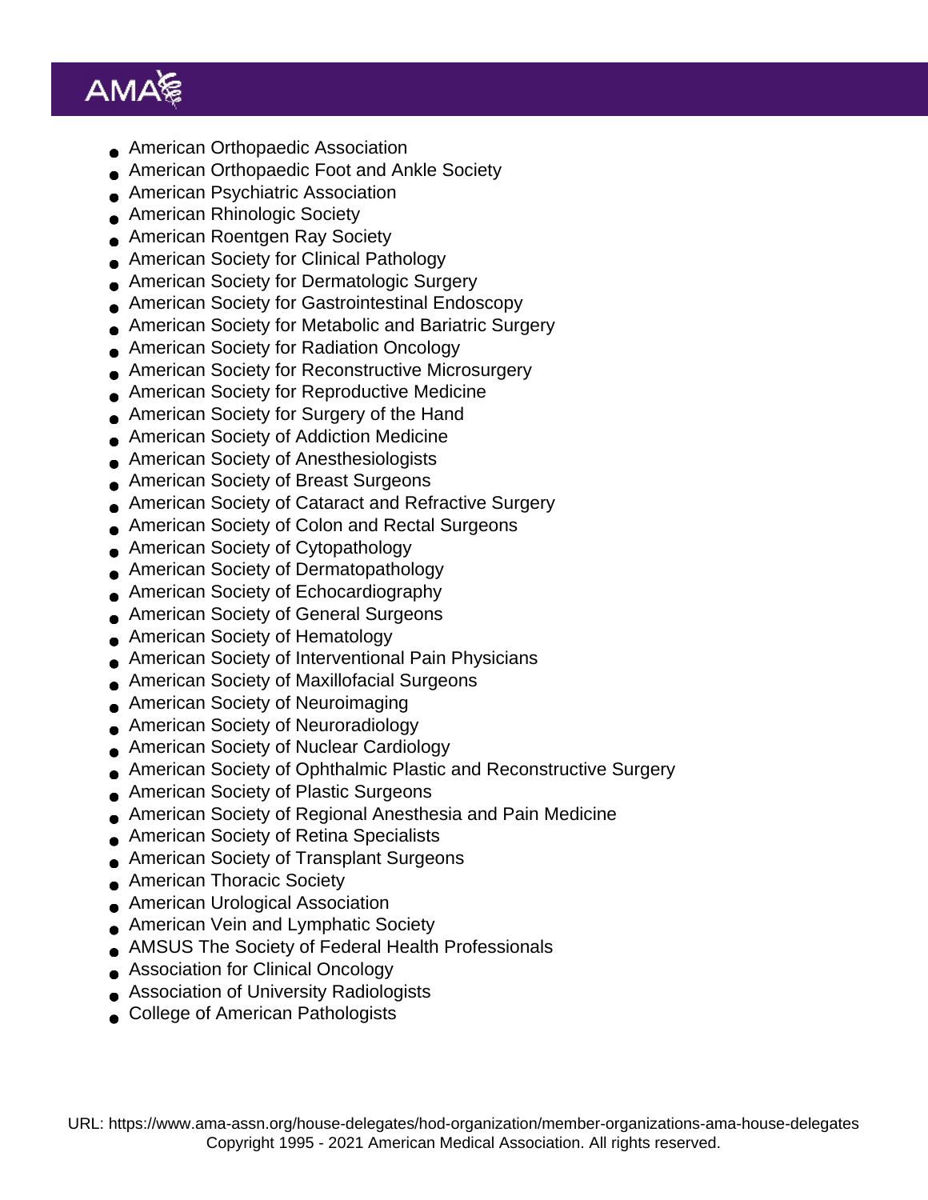- American Orthopaedic Association
- American Orthopaedic Foot and Ankle Society
- American Psychiatric Association
- American Rhinologic Society
- American Roentgen Ray Society
- American Society for Clinical Pathology
- American Society for Dermatologic Surgery
- American Society for Gastrointestinal Endoscopy
- American Society for Metabolic and Bariatric Surgery
- American Society for Radiation Oncology
- American Society for Reconstructive Microsurgery
- American Society for Reproductive Medicine
- American Society for Surgery of the Hand
- American Society of Addiction Medicine
- American Society of Anesthesiologists
- American Society of Breast Surgeons
- American Society of Cataract and Refractive Surgery
- American Society of Colon and Rectal Surgeons
- American Society of Cytopathology
- American Society of Dermatopathology
- American Society of Echocardiography
- American Society of General Surgeons
- American Society of Hematology
- American Society of Interventional Pain Physicians
- American Society of Maxillofacial Surgeons
- American Society of Neuroimaging
- American Society of Neuroradiology
- American Society of Nuclear Cardiology
- American Society of Ophthalmic Plastic and Reconstructive Surgery
- American Society of Plastic Surgeons
- American Society of Regional Anesthesia and Pain Medicine
- American Society of Retina Specialists
- American Society of Transplant Surgeons
- American Thoracic Society
- American Urological Association
- American Vein and Lymphatic Society
- AMSUS The Society of Federal Health Professionals
- Association for Clinical Oncology
- Association of University Radiologists
- College of American Pathologists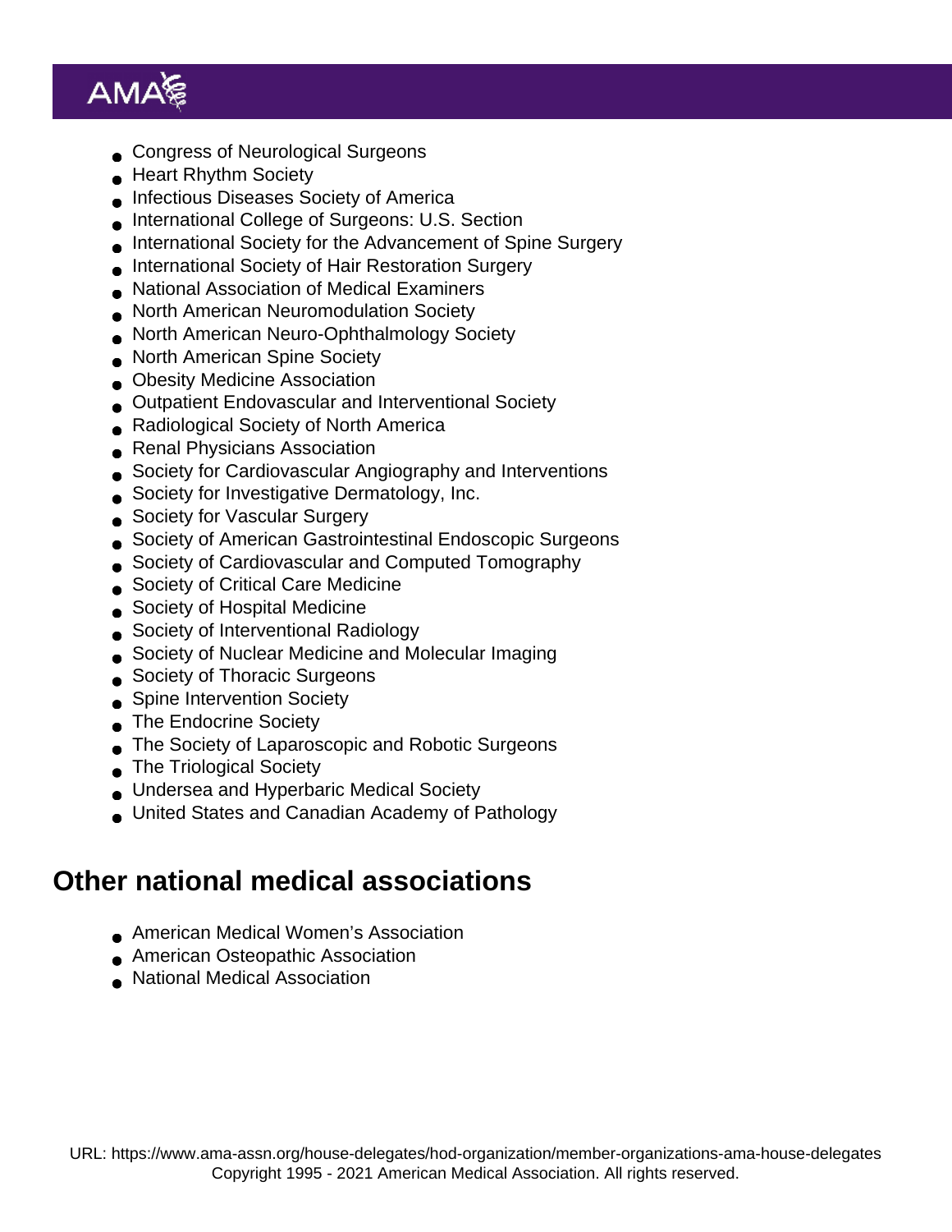- Congress of Neurological Surgeons
- Heart Rhythm Society
- Infectious Diseases Society of America
- International College of Surgeons: U.S. Section
- International Society for the Advancement of Spine Surgery
- International Society of Hair Restoration Surgery
- National Association of Medical Examiners
- North American Neuromodulation Society
- North American Neuro-Ophthalmology Society
- North American Spine Society
- Obesity Medicine Association
- Outpatient Endovascular and Interventional Society
- Radiological Society of North America
- Renal Physicians Association
- Society for Cardiovascular Angiography and Interventions
- Society for Investigative Dermatology, Inc.
- Society for Vascular Surgery
- Society of American Gastrointestinal Endoscopic Surgeons
- Society of Cardiovascular and Computed Tomography
- Society of Critical Care Medicine
- Society of Hospital Medicine
- Society of Interventional Radiology
- Society of Nuclear Medicine and Molecular Imaging
- Society of Thoracic Surgeons
- Spine Intervention Society
- The Endocrine Society
- The Society of Laparoscopic and Robotic Surgeons
- The Triological Society
- Undersea and Hyperbaric Medical Society
- United States and Canadian Academy of Pathology

## Other national medical associations

- American Medical Women's Association
- American Osteopathic Association
- National Medical Association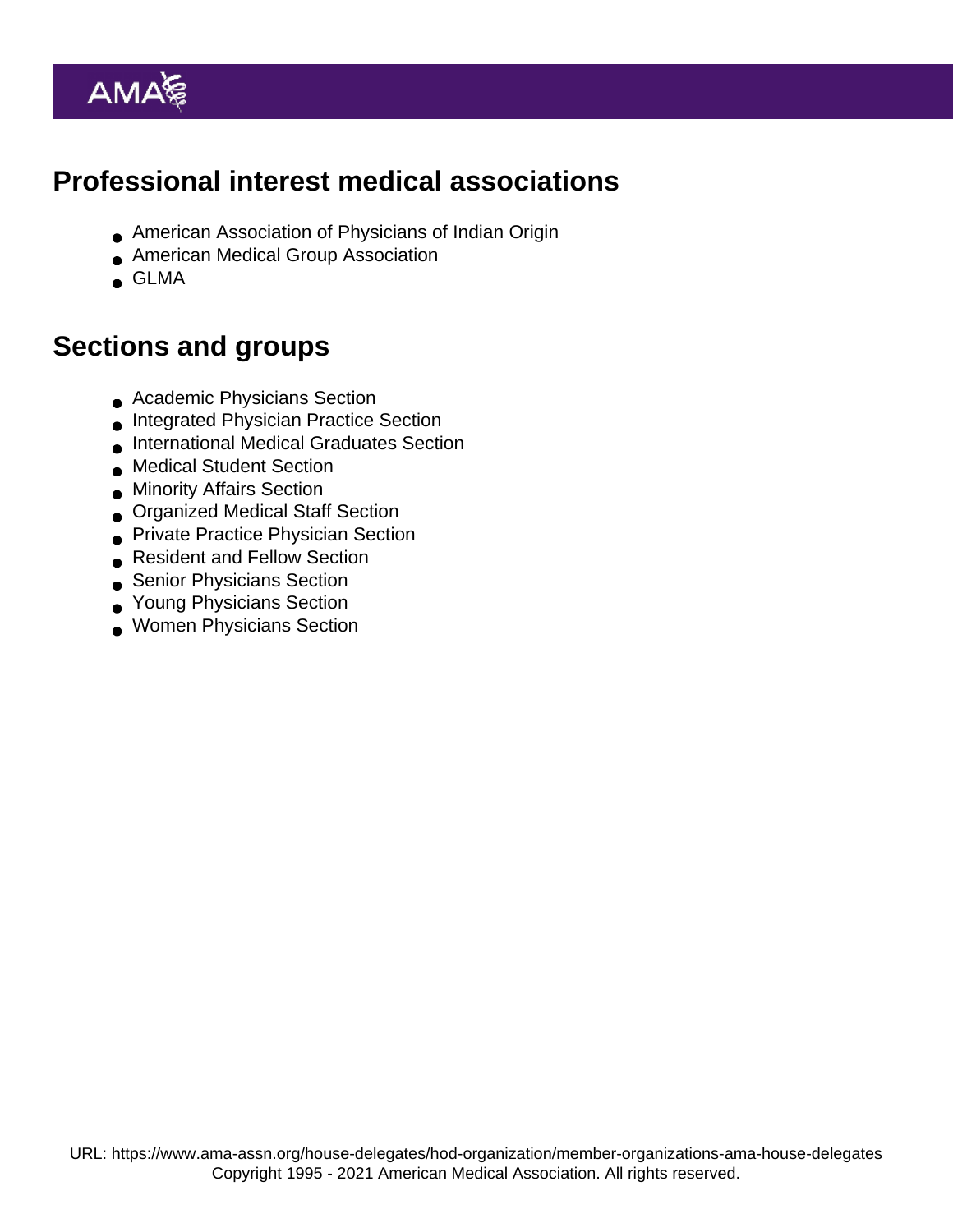## Professional interest medical associations

- American Association of Physicians of Indian Origin
- American Medical Group Association
- GLMA

## Sections and groups

- Academic Physicians Section
- Integrated Physician Practice Section
- International Medical Graduates Section
- Medical Student Section
- Minority Affairs Section
- Organized Medical Staff Section
- Private Practice Physician Section
- Resident and Fellow Section
- Senior Physicians Section
- Young Physicians Section
- Women Physicians Section